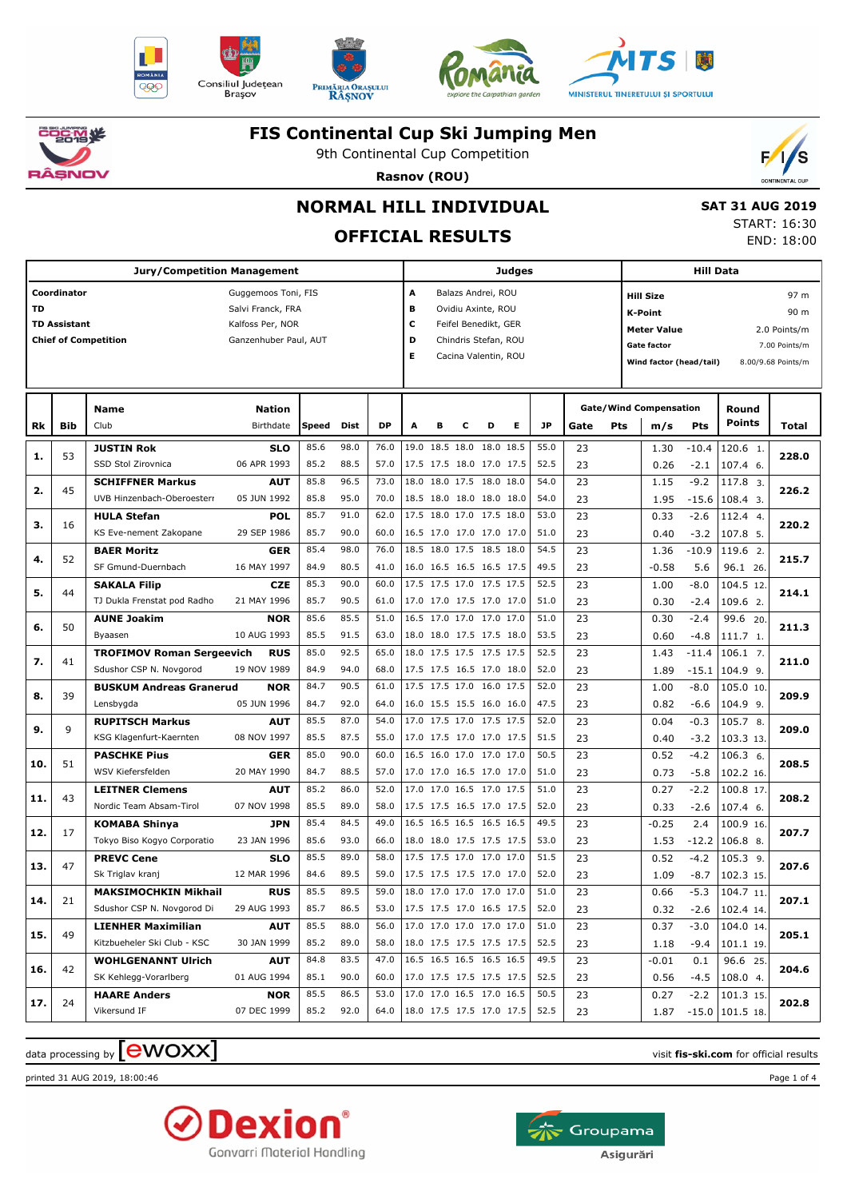# FIS Continental Cup Ski Jumping Men

9th Continental Cup Competition

**Rasnov (ROU)**

## NORMAL HILL INDIVIDUAL

## OFFICIAL RESULTS

**SAT 31 AUG 2019**
START: 16:30
END: 18:00

| Jury/Competition Management | | Judges | | Hill Data | |
|---|---|---|---|---|---|
| **Coordinator** | Guggemoos Toni, FIS | A | Balazs Andrei, ROU | **Hill Size** | 97 m |
| **TD** | Salvi Franck, FRA | B | Ovidiu Axinte, ROU | **K-Point** | 90 m |
| **TD Assistant** | Kalfoss Per, NOR | C | Feifel Benedikt, GER | **Meter Value** | 2.0 Points/m |
| **Chief of Competition** | Ganzenhuber Paul, AUT | D | Chindris Stefan, ROU | **Gate factor** | 7.00 Points/m |
| | | E | Cacina Valentin, ROU | **Wind factor (head/tail)** | 8.00/9.68 Points/m |

| Rk | Bib | Name / Club | Nation / Birthdate | Speed | Dist | DP | A | B | C | D | E | JP | Gate | Pts | m/s | Pts | Round Points | Total |
|---|---|---|---|---|---|---|---|---|---|---|---|---|---|---|---|---|---|---|
| 1. | 53 | **JUSTIN Rok** | **SLO** | 85.6 | 98.0 | 76.0 | 19.0 | 18.5 | 18.0 | 18.0 | 18.5 | 55.0 | 23 | | 1.30 | -10.4 | 120.6 1. | **228.0** |
| | | SSD Stol Zirovnica | 06 APR 1993 | 85.2 | 88.5 | 57.0 | 17.5 | 17.5 | 18.0 | 17.0 | 17.5 | 52.5 | 23 | | 0.26 | -2.1 | 107.4 6. | |
| 2. | 45 | **SCHIFFNER Markus** | **AUT** | 85.8 | 96.5 | 73.0 | 18.0 | 18.0 | 17.5 | 18.0 | 18.0 | 54.0 | 23 | | 1.15 | -9.2 | 117.8 3. | **226.2** |
| | | UVB Hinzenbach-Oberoesterr | 05 JUN 1992 | 85.8 | 95.0 | 70.0 | 18.5 | 18.0 | 18.0 | 18.0 | 18.0 | 54.0 | 23 | | 1.95 | -15.6 | 108.4 3. | |
| 3. | 16 | **HULA Stefan** | **POL** | 85.7 | 91.0 | 62.0 | 17.5 | 18.0 | 17.0 | 17.5 | 18.0 | 53.0 | 23 | | 0.33 | -2.6 | 112.4 4. | **220.2** |
| | | KS Eve-nement Zakopane | 29 SEP 1986 | 85.7 | 90.0 | 60.0 | 16.5 | 17.0 | 17.0 | 17.0 | 17.0 | 51.0 | 23 | | 0.40 | -3.2 | 107.8 5. | |
| 4. | 52 | **BAER Moritz** | **GER** | 85.4 | 98.0 | 76.0 | 18.5 | 18.0 | 17.5 | 18.5 | 18.0 | 54.5 | 23 | | 1.36 | -10.9 | 119.6 2. | **215.7** |
| | | SF Gmund-Duernbach | 16 MAY 1997 | 84.9 | 80.5 | 41.0 | 16.0 | 16.5 | 16.5 | 16.5 | 16.5 | 49.5 | 23 | | -0.58 | 5.6 | 96.1 26. | |
| 5. | 44 | **SAKALA Filip** | **CZE** | 85.3 | 90.0 | 60.0 | 17.5 | 17.5 | 17.0 | 17.5 | 17.5 | 52.5 | 23 | | 1.00 | -8.0 | 104.5 12. | **214.1** |
| | | TJ Dukla Frenstat pod Radho | 21 MAY 1996 | 85.7 | 90.5 | 61.0 | 17.0 | 17.0 | 17.5 | 17.0 | 17.0 | 51.0 | 23 | | 0.30 | -2.4 | 109.6 2. | |
| 6. | 50 | **AUNE Joakim** | **NOR** | 85.6 | 85.5 | 51.0 | 16.5 | 17.0 | 17.0 | 17.0 | 17.0 | 51.0 | 23 | | 0.30 | -2.4 | 99.6 20. | **211.3** |
| | | Byaasen | 10 AUG 1993 | 85.5 | 91.5 | 63.0 | 18.0 | 18.0 | 17.5 | 17.5 | 18.0 | 53.5 | 23 | | 0.60 | -4.8 | 111.7 1. | |
| 7. | 41 | **TROFIMOV Roman Sergeevich** | **RUS** | 85.0 | 92.5 | 65.0 | 18.0 | 17.5 | 17.5 | 17.5 | 17.5 | 52.5 | 23 | | 1.43 | -11.4 | 106.1 7. | **211.0** |
| | | Sdushor CSP N. Novgorod | 19 NOV 1989 | 84.9 | 94.0 | 68.0 | 17.5 | 17.5 | 16.5 | 17.0 | 18.0 | 52.0 | 23 | | 1.89 | -15.1 | 104.9 9. | |
| 8. | 39 | **BUSKUM Andreas Granerud** | **NOR** | 84.7 | 90.5 | 61.0 | 17.5 | 17.5 | 17.0 | 16.0 | 17.5 | 52.0 | 23 | | 1.00 | -8.0 | 105.0 10. | **209.9** |
| | | Lensbygda | 05 JUN 1996 | 84.7 | 92.0 | 64.0 | 16.0 | 15.5 | 15.5 | 16.0 | 16.0 | 47.5 | 23 | | 0.82 | -6.6 | 104.9 9. | |
| 9. | 9 | **RUPITSCH Markus** | **AUT** | 85.5 | 87.0 | 54.0 | 17.0 | 17.5 | 17.0 | 17.5 | 17.5 | 52.0 | 23 | | 0.04 | -0.3 | 105.7 8. | **209.0** |
| | | KSG Klagenfurt-Kaernten | 08 NOV 1997 | 85.5 | 87.5 | 55.0 | 17.0 | 17.5 | 17.0 | 17.0 | 17.5 | 51.5 | 23 | | 0.40 | -3.2 | 103.3 13. | |
| 10. | 51 | **PASCHKE Pius** | **GER** | 85.0 | 90.0 | 60.0 | 16.5 | 16.0 | 17.0 | 17.0 | 17.0 | 50.5 | 23 | | 0.52 | -4.2 | 106.3 6. | **208.5** |
| | | WSV Kiefersfelden | 20 MAY 1990 | 84.7 | 88.5 | 57.0 | 17.0 | 17.0 | 16.5 | 17.0 | 17.0 | 51.0 | 23 | | 0.73 | -5.8 | 102.2 16. | |
| 11. | 43 | **LEITNER Clemens** | **AUT** | 85.2 | 86.0 | 52.0 | 17.0 | 17.0 | 16.5 | 17.0 | 17.5 | 51.0 | 23 | | 0.27 | -2.2 | 100.8 17. | **208.2** |
| | | Nordic Team Absam-Tirol | 07 NOV 1998 | 85.5 | 89.0 | 58.0 | 17.5 | 17.5 | 16.5 | 17.0 | 17.5 | 52.0 | 23 | | 0.33 | -2.6 | 107.4 6. | |
| 12. | 17 | **KOMABA Shinya** | **JPN** | 85.4 | 84.5 | 49.0 | 16.5 | 16.5 | 16.5 | 16.5 | 16.5 | 49.5 | 23 | | -0.25 | 2.4 | 100.9 16. | **207.7** |
| | | Tokyo Biso Kogyo Corporatio | 23 JAN 1996 | 85.6 | 93.0 | 66.0 | 18.0 | 18.0 | 17.5 | 17.5 | 17.5 | 53.0 | 23 | | 1.53 | -12.2 | 106.8 8. | |
| 13. | 47 | **PREVC Cene** | **SLO** | 85.5 | 89.0 | 58.0 | 17.5 | 17.5 | 17.0 | 17.0 | 17.0 | 51.5 | 23 | | 0.52 | -4.2 | 105.3 9. | **207.6** |
| | | Sk Triglav kranj | 12 MAR 1996 | 84.6 | 89.5 | 59.0 | 17.5 | 17.5 | 17.5 | 17.0 | 17.0 | 52.0 | 23 | | 1.09 | -8.7 | 102.3 15. | |
| 14. | 21 | **MAKSIMOCHKIN Mikhail** | **RUS** | 85.5 | 89.5 | 59.0 | 18.0 | 17.0 | 17.0 | 17.0 | 17.0 | 51.0 | 23 | | 0.66 | -5.3 | 104.7 11. | **207.1** |
| | | Sdushor CSP N. Novgorod Di | 29 AUG 1993 | 85.7 | 86.5 | 53.0 | 17.5 | 17.5 | 17.0 | 16.5 | 17.5 | 52.0 | 23 | | 0.32 | -2.6 | 102.4 14. | |
| 15. | 49 | **LIENHER Maximilian** | **AUT** | 85.5 | 88.0 | 56.0 | 17.0 | 17.0 | 17.0 | 17.0 | 17.0 | 51.0 | 23 | | 0.37 | -3.0 | 104.0 14. | **205.1** |
| | | Kitzbueheler Ski Club - KSC | 30 JAN 1999 | 85.2 | 89.0 | 58.0 | 17.5 | 17.5 | 17.5 | 17.5 | 17.5 | 52.5 | 23 | | 1.18 | -9.4 | 101.1 19. | |
| 16. | 42 | **WOHLGENANNT Ulrich** | **AUT** | 84.8 | 83.5 | 47.0 | 16.5 | 16.5 | 16.5 | 16.5 | 16.5 | 49.5 | 23 | | -0.01 | 0.1 | 96.6 25. | **204.6** |
| | | SK Kehlegg-Vorarlberg | 01 AUG 1994 | 85.1 | 90.0 | 60.0 | 17.0 | 17.5 | 17.5 | 17.5 | 17.5 | 52.5 | 23 | | 0.56 | -4.5 | 108.0 4. | |
| 17. | 24 | **HAARE Anders** | **NOR** | 85.5 | 86.5 | 53.0 | 17.0 | 17.0 | 16.5 | 17.0 | 16.5 | 50.5 | 23 | | 0.27 | -2.2 | 101.3 15. | **202.8** |
| | | Vikersund IF | 07 DEC 1999 | 85.2 | 92.0 | 64.0 | 18.0 | 17.5 | 17.5 | 17.0 | 17.5 | 52.5 | 23 | | 1.87 | -15.0 | 101.5 18. | |

data processing by ewoxx — visit **fis-ski.com** for official results

printed 31 AUG 2019, 18:00:46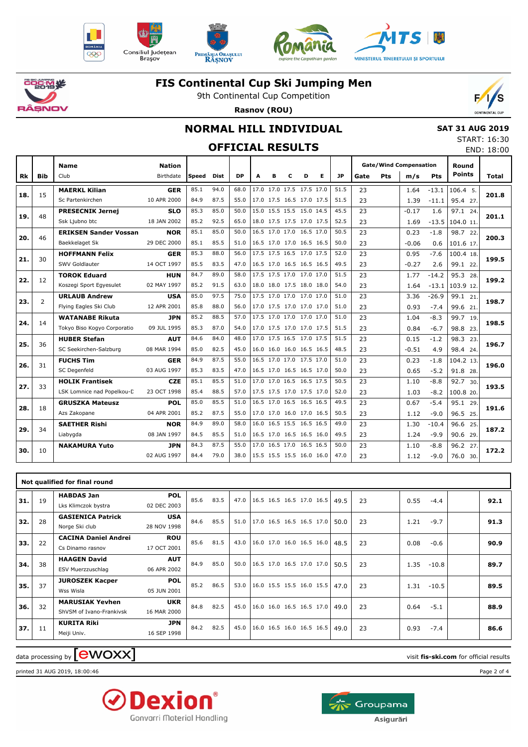# FIS Continental Cup Ski Jumping Men

9th Continental Cup Competition

**Rasnov (ROU)**

## NORMAL HILL INDIVIDUAL

## OFFICIAL RESULTS

**SAT 31 AUG 2019**
START: 16:30
END: 18:00

| Rk | Bib | Name / Club | Nation / Birthdate | Speed | Dist | DP | A | B | C | D | E | JP | Gate | Gate Pts | Wind m/s | Wind Pts | Round Points | Total |
|---|---|---|---|---|---|---|---|---|---|---|---|---|---|---|---|---|---|---|
| 18. | 15 | **MAERKL Kilian** | **GER** | 85.1 | 94.0 | 68.0 | 17.0 | 17.0 | 17.5 | 17.5 | 17.0 | 51.5 | 23 | | 1.64 | -13.1 | 106.4 5. | **201.8** |
| | | Sc Partenkirchen | 10 APR 2000 | 84.9 | 87.5 | 55.0 | 17.0 | 17.5 | 16.5 | 17.0 | 17.5 | 51.5 | 23 | | 1.39 | -11.1 | 95.4 27. | |
| 19. | 48 | **PRESECNIK Jernej** | **SLO** | 85.3 | 85.0 | 50.0 | 15.0 | 15.5 | 15.5 | 15.0 | 14.5 | 45.5 | 23 | | -0.17 | 1.6 | 97.1 24. | **201.1** |
| | | Ssk Ljubno btc | 18 JAN 2002 | 85.2 | 92.5 | 65.0 | 18.0 | 17.5 | 17.5 | 17.0 | 17.5 | 52.5 | 23 | | 1.69 | -13.5 | 104.0 11. | |
| 20. | 46 | **ERIKSEN Sander Vossan** | **NOR** | 85.1 | 85.0 | 50.0 | 16.5 | 17.0 | 17.0 | 16.5 | 17.0 | 50.5 | 23 | | 0.23 | -1.8 | 98.7 22. | **200.3** |
| | | Baekkelaget Sk | 29 DEC 2000 | 85.1 | 85.5 | 51.0 | 16.5 | 17.0 | 17.0 | 16.5 | 16.5 | 50.0 | 23 | | -0.06 | 0.6 | 101.6 17. | |
| 21. | 30 | **HOFFMANN Felix** | **GER** | 85.3 | 88.0 | 56.0 | 17.5 | 17.5 | 16.5 | 17.0 | 17.5 | 52.0 | 23 | | 0.95 | -7.6 | 100.4 18. | **199.5** |
| | | SWV Goldlauter | 14 OCT 1997 | 85.5 | 83.5 | 47.0 | 16.5 | 17.0 | 16.5 | 16.5 | 16.5 | 49.5 | 23 | | -0.27 | 2.6 | 99.1 22. | |
| 22. | 12 | **TOROK Eduard** | **HUN** | 84.7 | 89.0 | 58.0 | 17.5 | 17.5 | 17.0 | 17.0 | 17.0 | 51.5 | 23 | | 1.77 | -14.2 | 95.3 28. | **199.2** |
| | | Koszegi Sport Egyesulet | 02 MAY 1997 | 85.2 | 91.5 | 63.0 | 18.0 | 18.0 | 17.5 | 18.0 | 18.0 | 54.0 | 23 | | 1.64 | -13.1 | 103.9 12. | |
| 23. | 2 | **URLAUB Andrew** | **USA** | 85.0 | 97.5 | 75.0 | 17.5 | 17.0 | 17.0 | 17.0 | 17.0 | 51.0 | 23 | | 3.36 | -26.9 | 99.1 21. | **198.7** |
| | | Flying Eagles Ski Club | 12 APR 2001 | 85.8 | 88.0 | 56.0 | 17.0 | 17.5 | 17.0 | 17.0 | 17.0 | 51.0 | 23 | | 0.93 | -7.4 | 99.6 21. | |
| 24. | 14 | **WATANABE Rikuta** | **JPN** | 85.2 | 88.5 | 57.0 | 17.5 | 17.0 | 17.0 | 17.0 | 17.0 | 51.0 | 23 | | 1.04 | -8.3 | 99.7 19. | **198.5** |
| | | Tokyo Biso Kogyo Corporatio | 09 JUL 1995 | 85.3 | 87.0 | 54.0 | 17.0 | 17.5 | 17.0 | 17.0 | 17.5 | 51.5 | 23 | | 0.84 | -6.7 | 98.8 23. | |
| 25. | 36 | **HUBER Stefan** | **AUT** | 84.6 | 84.0 | 48.0 | 17.0 | 17.5 | 16.5 | 17.0 | 17.5 | 51.5 | 23 | | 0.15 | -1.2 | 98.3 23. | **196.7** |
| | | SC Seekirchen-Salzburg | 08 MAR 1994 | 85.0 | 82.5 | 45.0 | 16.0 | 16.0 | 16.0 | 16.5 | 16.5 | 48.5 | 23 | | -0.51 | 4.9 | 98.4 24. | |
| 26. | 31 | **FUCHS Tim** | **GER** | 84.9 | 87.5 | 55.0 | 16.5 | 17.0 | 17.0 | 17.5 | 17.0 | 51.0 | 23 | | 0.23 | -1.8 | 104.2 13. | **196.0** |
| | | SC Degenfeld | 03 AUG 1997 | 85.3 | 83.5 | 47.0 | 16.5 | 17.0 | 16.5 | 16.5 | 17.0 | 50.0 | 23 | | 0.65 | -5.2 | 91.8 28. | |
| 27. | 33 | **HOLIK Frantisek** | **CZE** | 85.1 | 85.5 | 51.0 | 17.0 | 17.0 | 16.5 | 16.5 | 17.5 | 50.5 | 23 | | 1.10 | -8.8 | 92.7 30. | **193.5** |
| | | LSK Lomnice nad Popelkou-D | 23 OCT 1998 | 85.4 | 88.5 | 57.0 | 17.5 | 17.5 | 17.0 | 17.5 | 17.0 | 52.0 | 23 | | 1.03 | -8.2 | 100.8 20. | |
| 28. | 18 | **GRUSZKA Mateusz** | **POL** | 85.0 | 85.5 | 51.0 | 16.5 | 17.0 | 16.5 | 16.5 | 16.5 | 49.5 | 23 | | 0.67 | -5.4 | 95.1 29. | **191.6** |
| | | Azs Zakopane | 04 APR 2001 | 85.2 | 87.5 | 55.0 | 17.0 | 17.0 | 16.0 | 17.0 | 16.5 | 50.5 | 23 | | 1.12 | -9.0 | 96.5 25. | |
| 29. | 34 | **SAETHER Rishi** | **NOR** | 84.9 | 89.0 | 58.0 | 16.0 | 16.5 | 15.5 | 16.5 | 16.5 | 49.0 | 23 | | 1.30 | -10.4 | 96.6 25. | **187.2** |
| | | Liabygda | 08 JAN 1997 | 84.5 | 85.5 | 51.0 | 16.5 | 17.0 | 16.5 | 16.5 | 16.0 | 49.5 | 23 | | 1.24 | -9.9 | 90.6 29. | |
| 30. | 10 | **NAKAMURA Yuto** | **JPN** | 84.3 | 87.5 | 55.0 | 17.0 | 16.5 | 17.0 | 16.5 | 16.5 | 50.0 | 23 | | 1.10 | -8.8 | 96.2 27. | **172.2** |
| | | | 02 AUG 1997 | 84.4 | 79.0 | 38.0 | 15.5 | 15.5 | 15.5 | 16.0 | 16.0 | 47.0 | 23 | | 1.12 | -9.0 | 76.0 30. | |

**Not qualified for final round**

| Rk | Bib | Name / Club | Nation / Birthdate | Speed | Dist | DP | A | B | C | D | E | JP | Gate | Gate Pts | Wind m/s | Wind Pts | Round Points | Total |
|---|---|---|---|---|---|---|---|---|---|---|---|---|---|---|---|---|---|---|
| 31. | 19 | **HABDAS Jan** / Lks Klimczok bystra | **POL** / 02 DEC 2003 | 85.6 | 83.5 | 47.0 | 16.5 | 16.5 | 16.5 | 17.0 | 16.5 | 49.5 | 23 | | 0.55 | -4.4 | | **92.1** |
| 32. | 28 | **GASIENICA Patrick** / Norge Ski club | **USA** / 28 NOV 1998 | 84.6 | 85.5 | 51.0 | 17.0 | 16.5 | 16.5 | 16.5 | 17.0 | 50.0 | 23 | | 1.21 | -9.7 | | **91.3** |
| 33. | 22 | **CACINA Daniel Andrei** / Cs Dinamo rasnov | **ROU** / 17 OCT 2001 | 85.6 | 81.5 | 43.0 | 16.0 | 17.0 | 16.0 | 16.5 | 16.0 | 48.5 | 23 | | 0.08 | -0.6 | | **90.9** |
| 34. | 38 | **HAAGEN David** / ESV Muerzzuschlag | **AUT** / 06 APR 2002 | 84.9 | 85.0 | 50.0 | 16.5 | 17.0 | 16.5 | 17.0 | 17.0 | 50.5 | 23 | | 1.35 | -10.8 | | **89.7** |
| 35. | 37 | **JUROSZEK Kacper** / Wss Wisla | **POL** / 05 JUN 2001 | 85.2 | 86.5 | 53.0 | 16.0 | 15.5 | 15.5 | 16.0 | 15.5 | 47.0 | 23 | | 1.31 | -10.5 | | **89.5** |
| 36. | 32 | **MARUSIAK Yevhen** / ShVSM of Ivano-Frankivsk | **UKR** / 16 MAR 2000 | 84.8 | 82.5 | 45.0 | 16.0 | 16.0 | 16.5 | 16.5 | 17.0 | 49.0 | 23 | | 0.64 | -5.1 | | **88.9** |
| 37. | 11 | **KURITA Riki** / Meiji Univ. | **JPN** / 16 SEP 1998 | 84.2 | 82.5 | 45.0 | 16.0 | 16.5 | 16.0 | 16.5 | 16.5 | 49.0 | 23 | | 0.93 | -7.4 | | **86.6** |

data processing by ewoxx — visit **fis-ski.com** for official results

printed 31 AUG 2019, 18:00:46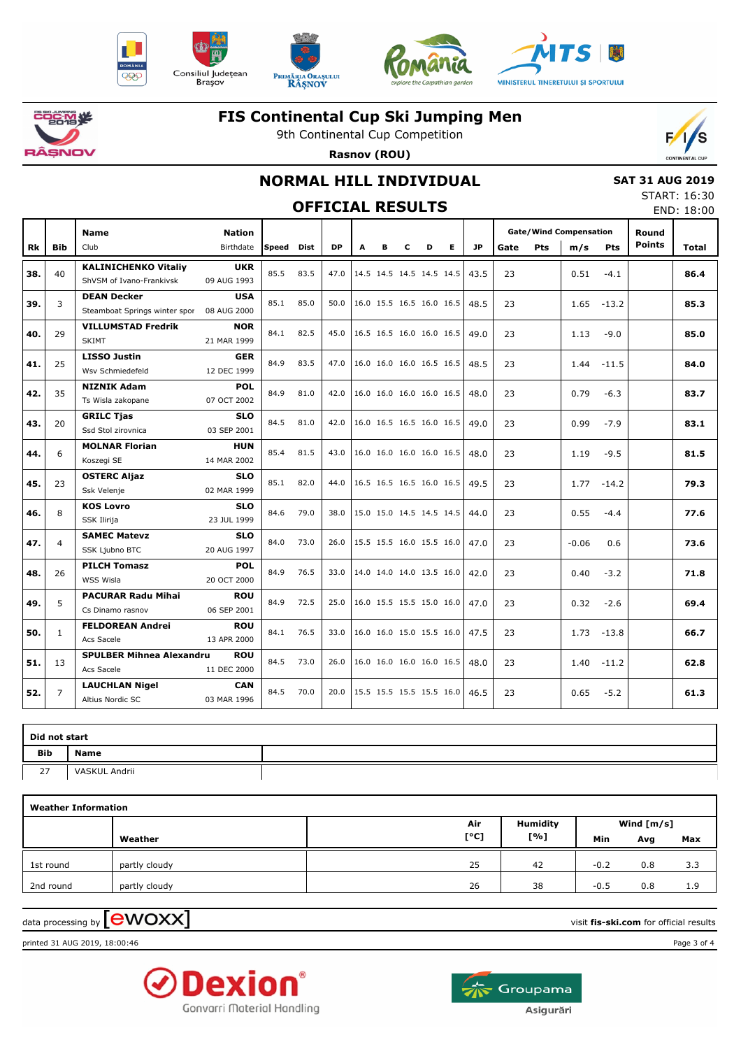# FIS Continental Cup Ski Jumping Men

9th Continental Cup Competition

**Rasnov (ROU)**

## NORMAL HILL INDIVIDUAL

## OFFICIAL RESULTS

**SAT 31 AUG 2019**
START: 16:30
END: 18:00

| Rk | Bib | Name / Club | Nation / Birthdate | Speed | Dist | DP | A | B | C | D | E | JP | Gate | Gate Pts | m/s | Wind Pts | Round Points | Total |
|---|---|---|---|---|---|---|---|---|---|---|---|---|---|---|---|---|---|---|
| 38. | 40 | **KALINICHENKO Vitaliy** ShVSM of Ivano-Frankivsk | **UKR** 09 AUG 1993 | 85.5 | 83.5 | 47.0 | 14.5 | 14.5 | 14.5 | 14.5 | 14.5 | 43.5 | 23 | | 0.51 | -4.1 | | **86.4** |
| 39. | 3 | **DEAN Decker** Steamboat Springs winter spor | **USA** 08 AUG 2000 | 85.1 | 85.0 | 50.0 | 16.0 | 15.5 | 16.5 | 16.0 | 16.5 | 48.5 | 23 | | 1.65 | -13.2 | | **85.3** |
| 40. | 29 | **VILLUMSTAD Fredrik** SKIMT | **NOR** 21 MAR 1999 | 84.1 | 82.5 | 45.0 | 16.5 | 16.5 | 16.0 | 16.0 | 16.5 | 49.0 | 23 | | 1.13 | -9.0 | | **85.0** |
| 41. | 25 | **LISSO Justin** Wsv Schmiedefeld | **GER** 12 DEC 1999 | 84.9 | 83.5 | 47.0 | 16.0 | 16.0 | 16.0 | 16.5 | 16.5 | 48.5 | 23 | | 1.44 | -11.5 | | **84.0** |
| 42. | 35 | **NIZNIK Adam** Ts Wisla zakopane | **POL** 07 OCT 2002 | 84.9 | 81.0 | 42.0 | 16.0 | 16.0 | 16.0 | 16.0 | 16.5 | 48.0 | 23 | | 0.79 | -6.3 | | **83.7** |
| 43. | 20 | **GRILC Tjas** Ssd Stol zirovnica | **SLO** 03 SEP 2001 | 84.5 | 81.0 | 42.0 | 16.0 | 16.5 | 16.5 | 16.0 | 16.5 | 49.0 | 23 | | 0.99 | -7.9 | | **83.1** |
| 44. | 6 | **MOLNAR Florian** Koszegi SE | **HUN** 14 MAR 2002 | 85.4 | 81.5 | 43.0 | 16.0 | 16.0 | 16.0 | 16.0 | 16.5 | 48.0 | 23 | | 1.19 | -9.5 | | **81.5** |
| 45. | 23 | **OSTERC Aljaz** Ssk Velenje | **SLO** 02 MAR 1999 | 85.1 | 82.0 | 44.0 | 16.5 | 16.5 | 16.5 | 16.0 | 16.5 | 49.5 | 23 | | 1.77 | -14.2 | | **79.3** |
| 46. | 8 | **KOS Lovro** SSK Ilirija | **SLO** 23 JUL 1999 | 84.6 | 79.0 | 38.0 | 15.0 | 15.0 | 14.5 | 14.5 | 14.5 | 44.0 | 23 | | 0.55 | -4.4 | | **77.6** |
| 47. | 4 | **SAMEC Matevz** SSK Ljubno BTC | **SLO** 20 AUG 1997 | 84.0 | 73.0 | 26.0 | 15.5 | 15.5 | 16.0 | 15.5 | 16.0 | 47.0 | 23 | | -0.06 | 0.6 | | **73.6** |
| 48. | 26 | **PILCH Tomasz** WSS Wisla | **POL** 20 OCT 2000 | 84.9 | 76.5 | 33.0 | 14.0 | 14.0 | 14.0 | 13.5 | 16.0 | 42.0 | 23 | | 0.40 | -3.2 | | **71.8** |
| 49. | 5 | **PACURAR Radu Mihai** Cs Dinamo rasnov | **ROU** 06 SEP 2001 | 84.9 | 72.5 | 25.0 | 16.0 | 15.5 | 15.5 | 15.0 | 16.0 | 47.0 | 23 | | 0.32 | -2.6 | | **69.4** |
| 50. | 1 | **FELDOREAN Andrei** Acs Sacele | **ROU** 13 APR 2000 | 84.1 | 76.5 | 33.0 | 16.0 | 16.0 | 15.0 | 15.5 | 16.0 | 47.5 | 23 | | 1.73 | -13.8 | | **66.7** |
| 51. | 13 | **SPULBER Mihnea Alexandru** Acs Sacele | **ROU** 11 DEC 2000 | 84.5 | 73.0 | 26.0 | 16.0 | 16.0 | 16.0 | 16.0 | 16.5 | 48.0 | 23 | | 1.40 | -11.2 | | **62.8** |
| 52. | 7 | **LAUCHLAN Nigel** Altius Nordic SC | **CAN** 03 MAR 1996 | 84.5 | 70.0 | 20.0 | 15.5 | 15.5 | 15.5 | 15.5 | 16.0 | 46.5 | 23 | | 0.65 | -5.2 | | **61.3** |

**Did not start**

| Bib | Name |
|---|---|
| 27 | VASKUL Andrii |

**Weather Information**

| | Weather | Air [°C] | Humidity [%] | Wind Min [m/s] | Wind Avg [m/s] | Wind Max [m/s] |
|---|---|---|---|---|---|---|
| 1st round | partly cloudy | 25 | 42 | -0.2 | 0.8 | 3.3 |
| 2nd round | partly cloudy | 26 | 38 | -0.5 | 0.8 | 1.9 |

data processing by ewoxx — visit **fis-ski.com** for official results

printed 31 AUG 2019, 18:00:46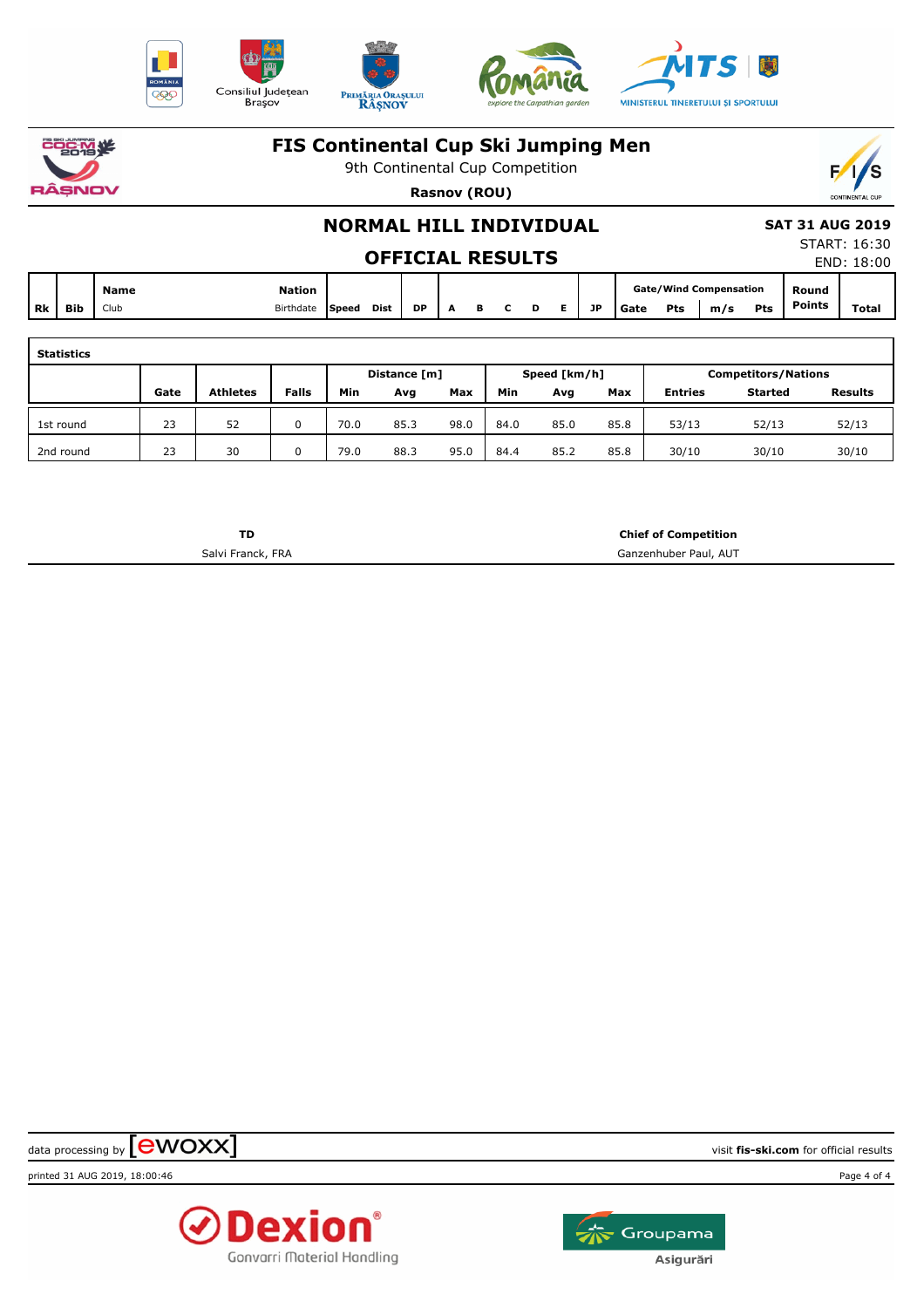# FIS Continental Cup Ski Jumping Men

9th Continental Cup Competition

**Rasnov (ROU)**

## NORMAL HILL INDIVIDUAL

**SAT 31 AUG 2019**

START: 16:30

END: 18:00

## OFFICIAL RESULTS

| Rk | Bib | Name / Club | Nation / Birthdate | Speed | Dist | DP | A | B | C | D | E | JP | Gate/Wind Compensation: Gate | Pts | m/s | Pts | Round Points | Total |
|---|---|---|---|---|---|---|---|---|---|---|---|---|---|---|---|---|---|---|

**Statistics**

| | Gate | Athletes | Falls | Distance [m] Min | Avg | Max | Speed [km/h] Min | Avg | Max | Competitors/Nations Entries | Started | Results |
|---|---|---|---|---|---|---|---|---|---|---|---|---|
| 1st round | 23 | 52 | 0 | 70.0 | 85.3 | 98.0 | 84.0 | 85.0 | 85.8 | 53/13 | 52/13 | 52/13 |
| 2nd round | 23 | 30 | 0 | 79.0 | 88.3 | 95.0 | 84.4 | 85.2 | 85.8 | 30/10 | 30/10 | 30/10 |

| TD | Chief of Competition |
|---|---|
| Salvi Franck, FRA | Ganzenhuber Paul, AUT |

data processing by ewoxx

visit fis-ski.com for official results

printed 31 AUG 2019, 18:00:46